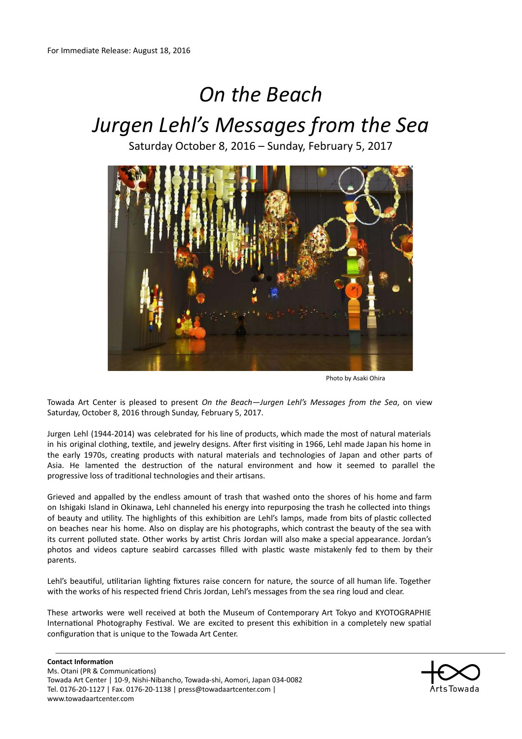For Immediate Release: August 18, 2016

# *On the Beach*
# *Jurgen Lehl's Messages from the Sea*

Saturday October 8, 2016 – Sunday, February 5, 2017

Photo by Asaki Ohira

Towada Art Center is pleased to present *On the Beach—Jurgen Lehl's Messages from the Sea*, on view Saturday, October 8, 2016 through Sunday, February 5, 2017.

Jurgen Lehl (1944-2014) was celebrated for his line of products, which made the most of natural materials in his original clothing, textile, and jewelry designs. After first visiting in 1966, Lehl made Japan his home in the early 1970s, creating products with natural materials and technologies of Japan and other parts of Asia. He lamented the destruction of the natural environment and how it seemed to parallel the progressive loss of traditional technologies and their artisans.

Grieved and appalled by the endless amount of trash that washed onto the shores of his home and farm on Ishigaki Island in Okinawa, Lehl channeled his energy into repurposing the trash he collected into things of beauty and utility. The highlights of this exhibition are Lehl's lamps, made from bits of plastic collected on beaches near his home. Also on display are his photographs, which contrast the beauty of the sea with its current polluted state. Other works by artist Chris Jordan will also make a special appearance. Jordan's photos and videos capture seabird carcasses filled with plastic waste mistakenly fed to them by their parents.

Lehl's beautiful, utilitarian lighting fixtures raise concern for nature, the source of all human life. Together with the works of his respected friend Chris Jordan, Lehl's messages from the sea ring loud and clear.

These artworks were well received at both the Museum of Contemporary Art Tokyo and KYOTOGRAPHIE International Photography Festival. We are excited to present this exhibition in a completely new spatial configuration that is unique to the Towada Art Center.

**Contact Information**
Ms. Otani (PR & Communications)
Towada Art Center | 10-9, Nishi-Nibancho, Towada-shi, Aomori, Japan 034-0082
Tel. 0176-20-1127 | Fax. 0176-20-1138 | press@towadaartcenter.com |
www.towadaartcenter.com

Arts Towada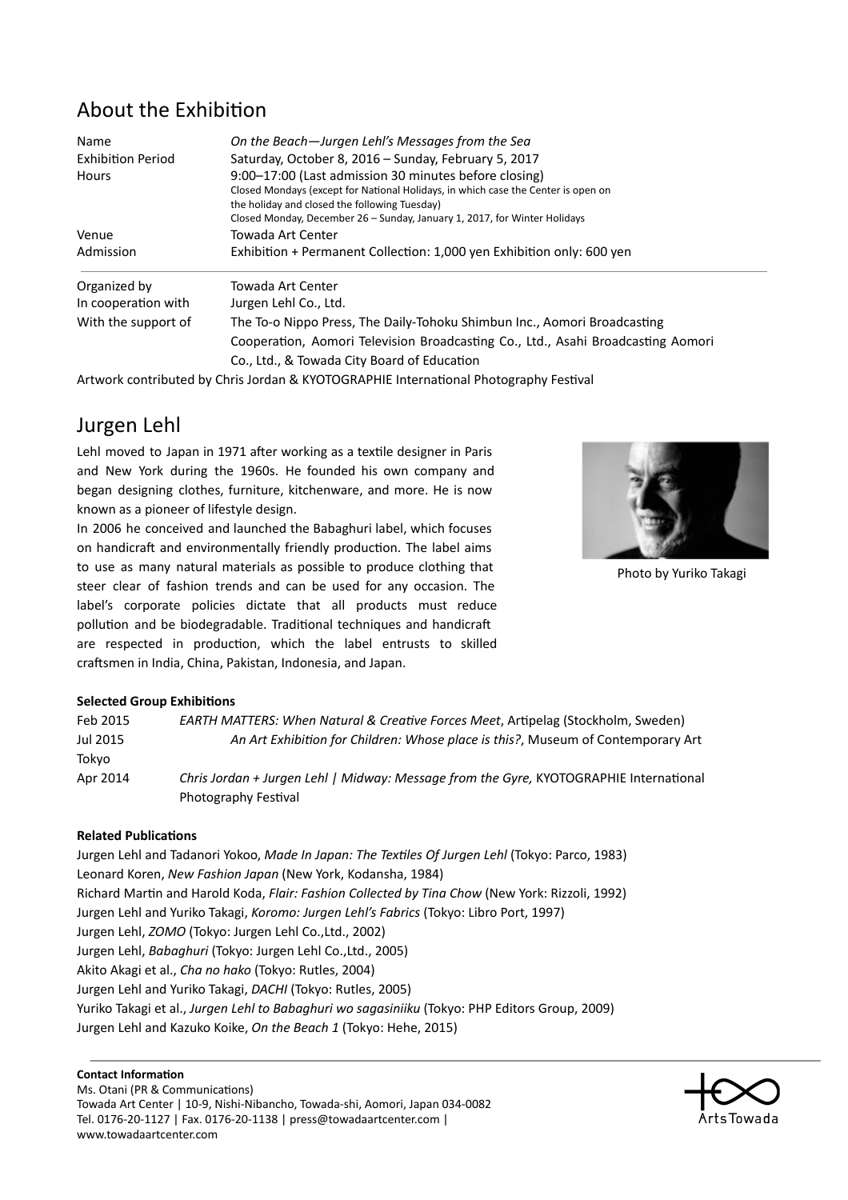## About the Exhibition

| | |
|---|---|
| Name | *On the Beach—Jurgen Lehl's Messages from the Sea* |
| Exhibition Period | Saturday, October 8, 2016 – Sunday, February 5, 2017 |
| Hours | 9:00–17:00 (Last admission 30 minutes before closing)<br>Closed Mondays (except for National Holidays, in which case the Center is open on the holiday and closed the following Tuesday)<br>Closed Monday, December 26 – Sunday, January 1, 2017, for Winter Holidays |
| Venue | Towada Art Center |
| Admission | Exhibition + Permanent Collection: 1,000 yen Exhibition only: 600 yen |
| Organized by | Towada Art Center |
| In cooperation with | Jurgen Lehl Co., Ltd. |
| With the support of | The To-o Nippo Press, The Daily-Tohoku Shimbun Inc., Aomori Broadcasting Cooperation, Aomori Television Broadcasting Co., Ltd., Asahi Broadcasting Aomori Co., Ltd., & Towada City Board of Education |

Artwork contributed by Chris Jordan & KYOTOGRAPHIE International Photography Festival

## Jurgen Lehl

Lehl moved to Japan in 1971 after working as a textile designer in Paris and New York during the 1960s. He founded his own company and began designing clothes, furniture, kitchenware, and more. He is now known as a pioneer of lifestyle design.

In 2006 he conceived and launched the Babaghuri label, which focuses on handicraft and environmentally friendly production. The label aims to use as many natural materials as possible to produce clothing that steer clear of fashion trends and can be used for any occasion. The label's corporate policies dictate that all products must reduce pollution and be biodegradable. Traditional techniques and handicraft are respected in production, which the label entrusts to skilled craftsmen in India, China, Pakistan, Indonesia, and Japan.

Photo by Yuriko Takagi

**Selected Group Exhibitions**

Feb 2015 *EARTH MATTERS: When Natural & Creative Forces Meet*, Artipelag (Stockholm, Sweden)
Jul 2015 *An Art Exhibition for Children: Whose place is this?*, Museum of Contemporary Art Tokyo
Apr 2014 *Chris Jordan + Jurgen Lehl | Midway: Message from the Gyre,* KYOTOGRAPHIE International Photography Festival

**Related Publications**

Jurgen Lehl and Tadanori Yokoo, *Made In Japan: The Textiles Of Jurgen Lehl* (Tokyo: Parco, 1983)
Leonard Koren, *New Fashion Japan* (New York, Kodansha, 1984)
Richard Martin and Harold Koda, *Flair: Fashion Collected by Tina Chow* (New York: Rizzoli, 1992)
Jurgen Lehl and Yuriko Takagi, *Koromo: Jurgen Lehl's Fabrics* (Tokyo: Libro Port, 1997)
Jurgen Lehl, *ZOMO* (Tokyo: Jurgen Lehl Co.,Ltd., 2002)
Jurgen Lehl, *Babaghuri* (Tokyo: Jurgen Lehl Co.,Ltd., 2005)
Akito Akagi et al., *Cha no hako* (Tokyo: Rutles, 2004)
Jurgen Lehl and Yuriko Takagi, *DACHI* (Tokyo: Rutles, 2005)
Yuriko Takagi et al., *Jurgen Lehl to Babaghuri wo sagasiniiku* (Tokyo: PHP Editors Group, 2009)
Jurgen Lehl and Kazuko Koike, *On the Beach 1* (Tokyo: Hehe, 2015)

**Contact Information**
Ms. Otani (PR & Communications)
Towada Art Center | 10-9, Nishi-Nibancho, Towada-shi, Aomori, Japan 034-0082
Tel. 0176-20-1127 | Fax. 0176-20-1138 | press@towadaartcenter.com | www.towadaartcenter.com

ArtsTowada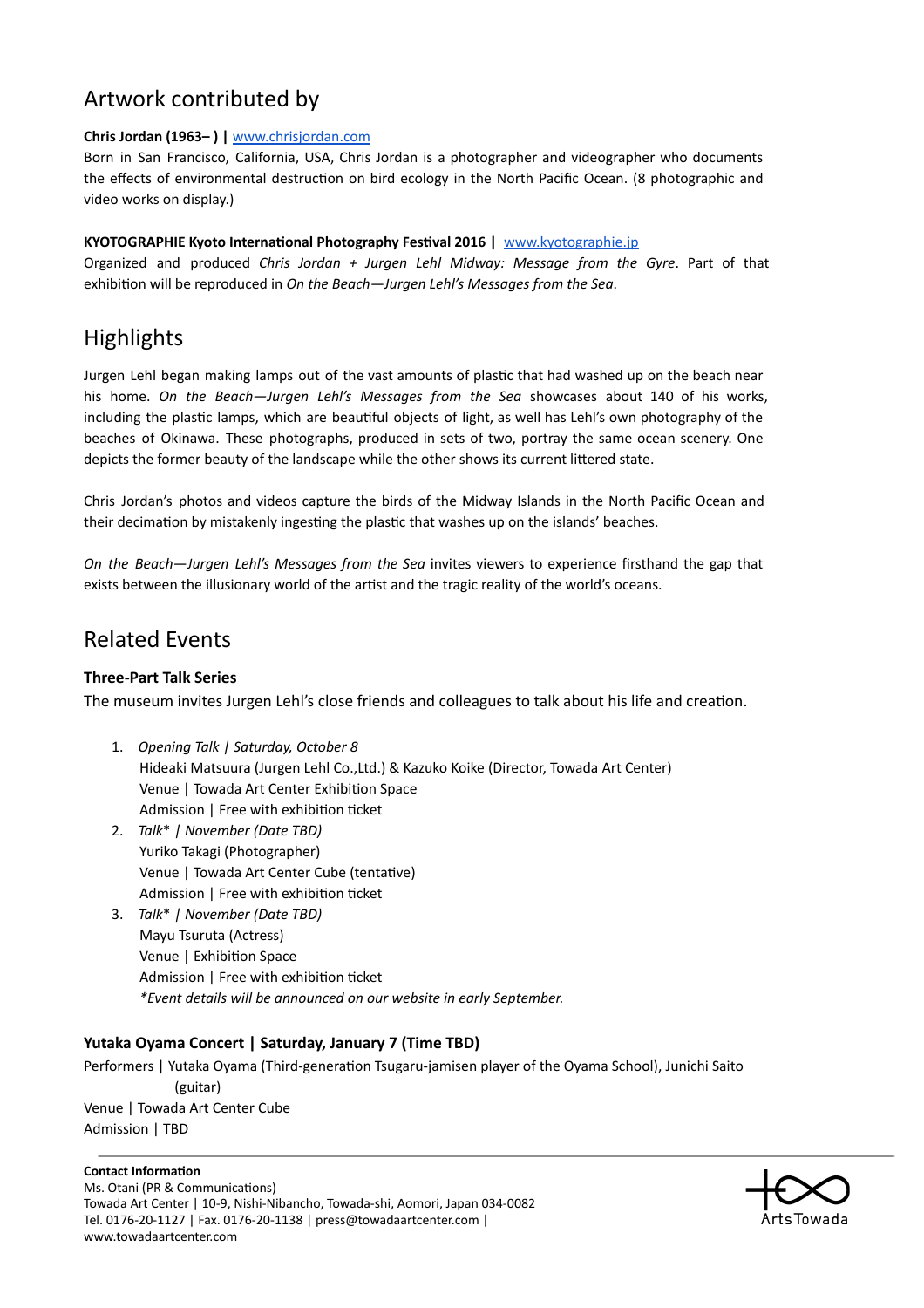## Artwork contributed by

**Chris Jordan (1963– ) |** www.chrisjordan.com

Born in San Francisco, California, USA, Chris Jordan is a photographer and videographer who documents the effects of environmental destruction on bird ecology in the North Pacific Ocean. (8 photographic and video works on display.)

**KYOTOGRAPHIE Kyoto International Photography Festival 2016 |** www.kyotographie.jp

Organized and produced *Chris Jordan + Jurgen Lehl Midway: Message from the Gyre*. Part of that exhibition will be reproduced in *On the Beach—Jurgen Lehl's Messages from the Sea*.

## Highlights

Jurgen Lehl began making lamps out of the vast amounts of plastic that had washed up on the beach near his home. *On the Beach—Jurgen Lehl's Messages from the Sea* showcases about 140 of his works, including the plastic lamps, which are beautiful objects of light, as well has Lehl's own photography of the beaches of Okinawa. These photographs, produced in sets of two, portray the same ocean scenery. One depicts the former beauty of the landscape while the other shows its current littered state.

Chris Jordan's photos and videos capture the birds of the Midway Islands in the North Pacific Ocean and their decimation by mistakenly ingesting the plastic that washes up on the islands' beaches.

*On the Beach—Jurgen Lehl's Messages from the Sea* invites viewers to experience firsthand the gap that exists between the illusionary world of the artist and the tragic reality of the world's oceans.

## Related Events

**Three-Part Talk Series**

The museum invites Jurgen Lehl's close friends and colleagues to talk about his life and creation.

1. *Opening Talk | Saturday, October 8*
   Hideaki Matsuura (Jurgen Lehl Co.,Ltd.) & Kazuko Koike (Director, Towada Art Center)
   Venue | Towada Art Center Exhibition Space
   Admission | Free with exhibition ticket
2. *Talk\* | November (Date TBD)*
   Yuriko Takagi (Photographer)
   Venue | Towada Art Center Cube (tentative)
   Admission | Free with exhibition ticket
3. *Talk\* | November (Date TBD)*
   Mayu Tsuruta (Actress)
   Venue | Exhibition Space
   Admission | Free with exhibition ticket
   *\*Event details will be announced on our website in early September.*

**Yutaka Oyama Concert | Saturday, January 7 (Time TBD)**

Performers | Yutaka Oyama (Third-generation Tsugaru-jamisen player of the Oyama School), Junichi Saito (guitar)
Venue | Towada Art Center Cube
Admission | TBD

**Contact Information**
Ms. Otani (PR & Communications)
Towada Art Center | 10-9, Nishi-Nibancho, Towada-shi, Aomori, Japan 034-0082
Tel. 0176-20-1127 | Fax. 0176-20-1138 | press@towadaartcenter.com |
www.towadaartcenter.com

Arts Towada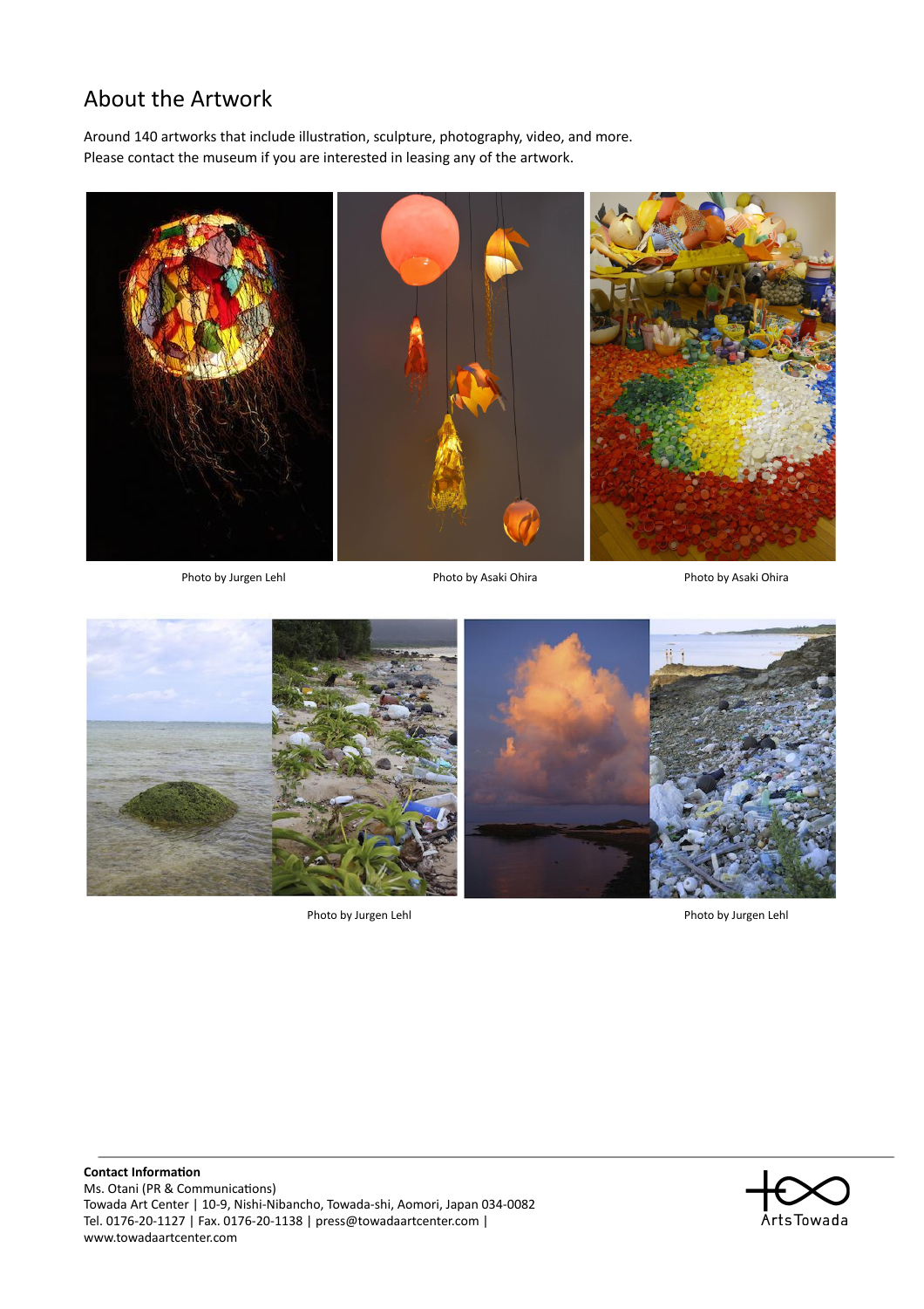## About the Artwork

Around 140 artworks that include illustration, sculpture, photography, video, and more.
Please contact the museum if you are interested in leasing any of the artwork.

Photo by Jurgen Lehl

Photo by Asaki Ohira

Photo by Asaki Ohira

Photo by Jurgen Lehl

Photo by Jurgen Lehl

**Contact Information**
Ms. Otani (PR & Communications)
Towada Art Center | 10-9, Nishi-Nibancho, Towada-shi, Aomori, Japan 034-0082
Tel. 0176-20-1127 | Fax. 0176-20-1138 | press@towadaartcenter.com |
www.towadaartcenter.com

Arts Towada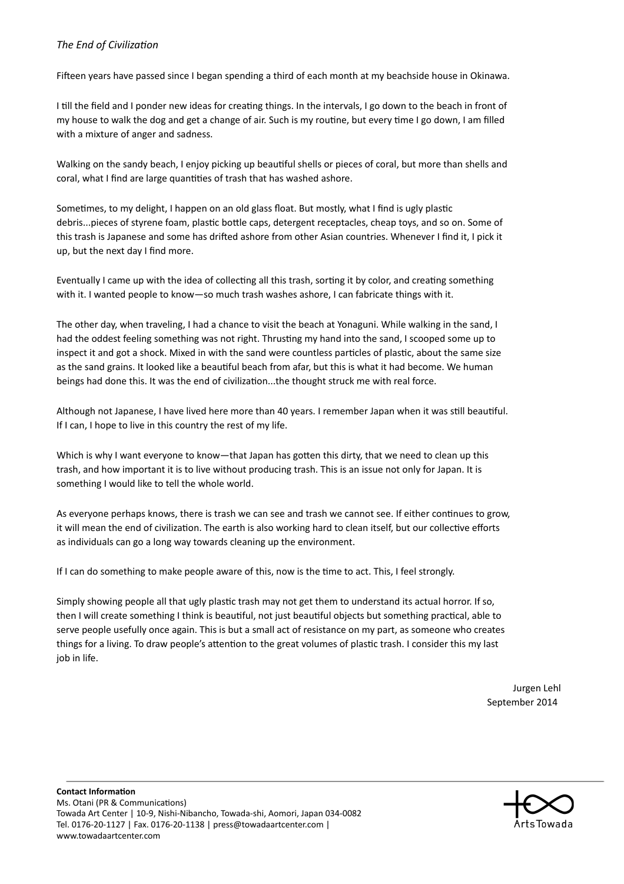*The End of Civilization*

Fifteen years have passed since I began spending a third of each month at my beachside house in Okinawa.

I till the field and I ponder new ideas for creating things. In the intervals, I go down to the beach in front of my house to walk the dog and get a change of air. Such is my routine, but every time I go down, I am filled with a mixture of anger and sadness.

Walking on the sandy beach, I enjoy picking up beautiful shells or pieces of coral, but more than shells and coral, what I find are large quantities of trash that has washed ashore.

Sometimes, to my delight, I happen on an old glass float. But mostly, what I find is ugly plastic debris...pieces of styrene foam, plastic bottle caps, detergent receptacles, cheap toys, and so on. Some of this trash is Japanese and some has drifted ashore from other Asian countries. Whenever I find it, I pick it up, but the next day I find more.

Eventually I came up with the idea of collecting all this trash, sorting it by color, and creating something with it. I wanted people to know—so much trash washes ashore, I can fabricate things with it.

The other day, when traveling, I had a chance to visit the beach at Yonaguni. While walking in the sand, I had the oddest feeling something was not right. Thrusting my hand into the sand, I scooped some up to inspect it and got a shock. Mixed in with the sand were countless particles of plastic, about the same size as the sand grains. It looked like a beautiful beach from afar, but this is what it had become. We human beings had done this. It was the end of civilization...the thought struck me with real force.

Although not Japanese, I have lived here more than 40 years. I remember Japan when it was still beautiful. If I can, I hope to live in this country the rest of my life.

Which is why I want everyone to know—that Japan has gotten this dirty, that we need to clean up this trash, and how important it is to live without producing trash. This is an issue not only for Japan. It is something I would like to tell the whole world.

As everyone perhaps knows, there is trash we can see and trash we cannot see. If either continues to grow, it will mean the end of civilization. The earth is also working hard to clean itself, but our collective efforts as individuals can go a long way towards cleaning up the environment.

If I can do something to make people aware of this, now is the time to act. This, I feel strongly.

Simply showing people all that ugly plastic trash may not get them to understand its actual horror. If so, then I will create something I think is beautiful, not just beautiful objects but something practical, able to serve people usefully once again. This is but a small act of resistance on my part, as someone who creates things for a living. To draw people's attention to the great volumes of plastic trash. I consider this my last job in life.

Jurgen Lehl
September 2014

**Contact Information**
Ms. Otani (PR & Communications)
Towada Art Center | 10-9, Nishi-Nibancho, Towada-shi, Aomori, Japan 034-0082
Tel. 0176-20-1127 | Fax. 0176-20-1138 | press@towadaartcenter.com |
www.towadaartcenter.com

ArtsTowada